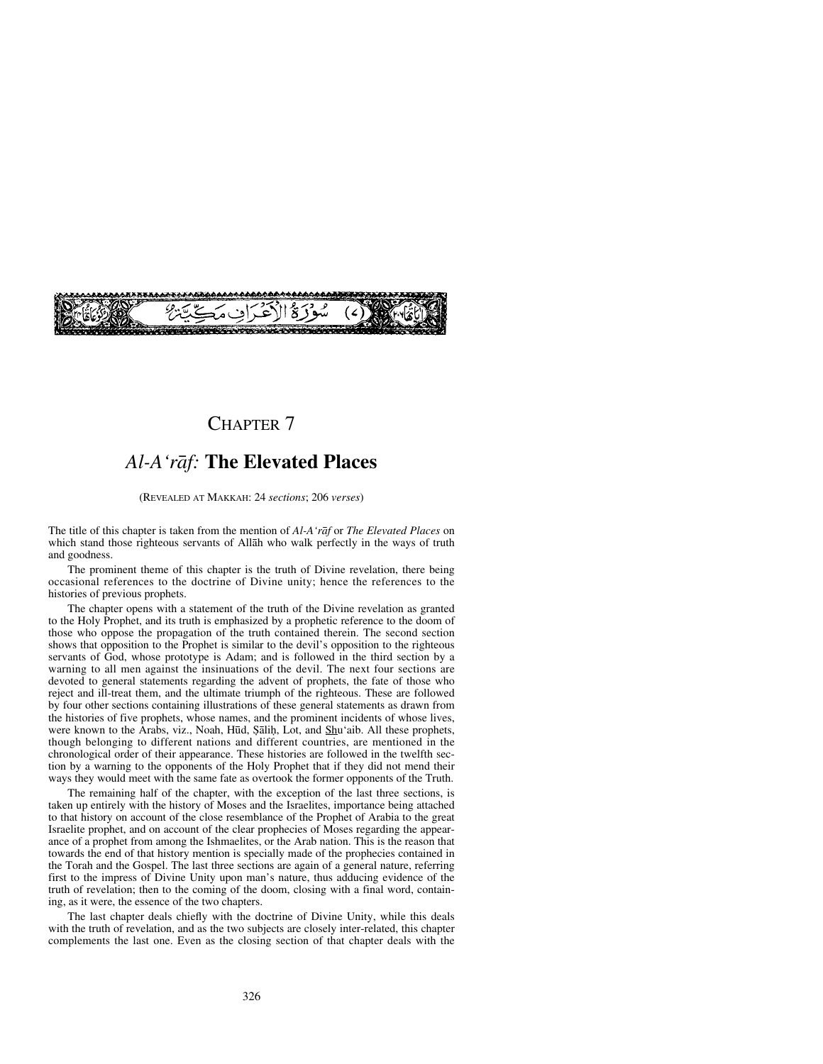(٧) سُورَةُ الْأَعْرَافِ مَكِّيَّةٌ

# CHAPTER 7

## *Al-A'rāf:* **The Elevated Places**

(REVEALED AT MAKKAH: 24 *sections*; 206 *verses*)

The title of this chapter is taken from the mention of *Al-A'rāf* or *The Elevated Places* on which stand those righteous servants of Allāh who walk perfectly in the ways of truth and goodness.

The prominent theme of this chapter is the truth of Divine revelation, there being occasional references to the doctrine of Divine unity; hence the references to the histories of previous prophets.

The chapter opens with a statement of the truth of the Divine revelation as granted to the Holy Prophet, and its truth is emphasized by a prophetic reference to the doom of those who oppose the propagation of the truth contained therein. The second section shows that opposition to the Prophet is similar to the devil's opposition to the righteous servants of God, whose prototype is Adam; and is followed in the third section by a warning to all men against the insinuations of the devil. The next four sections are devoted to general statements regarding the advent of prophets, the fate of those who reject and ill-treat them, and the ultimate triumph of the righteous. These are followed by four other sections containing illustrations of these general statements as drawn from the histories of five prophets, whose names, and the prominent incidents of whose lives, were known to the Arabs, viz., Noah, Hūd, Ṣāliḥ, Lot, and Shu'aib. All these prophets, though belonging to different nations and different countries, are mentioned in the chronological order of their appearance. These histories are followed in the twelfth section by a warning to the opponents of the Holy Prophet that if they did not mend their ways they would meet with the same fate as overtook the former opponents of the Truth.

The remaining half of the chapter, with the exception of the last three sections, is taken up entirely with the history of Moses and the Israelites, importance being attached to that history on account of the close resemblance of the Prophet of Arabia to the great Israelite prophet, and on account of the clear prophecies of Moses regarding the appearance of a prophet from among the Ishmaelites, or the Arab nation. This is the reason that towards the end of that history mention is specially made of the prophecies contained in the Torah and the Gospel. The last three sections are again of a general nature, referring first to the impress of Divine Unity upon man's nature, thus adducing evidence of the truth of revelation; then to the coming of the doom, closing with a final word, containing, as it were, the essence of the two chapters.

The last chapter deals chiefly with the doctrine of Divine Unity, while this deals with the truth of revelation, and as the two subjects are closely inter-related, this chapter complements the last one. Even as the closing section of that chapter deals with the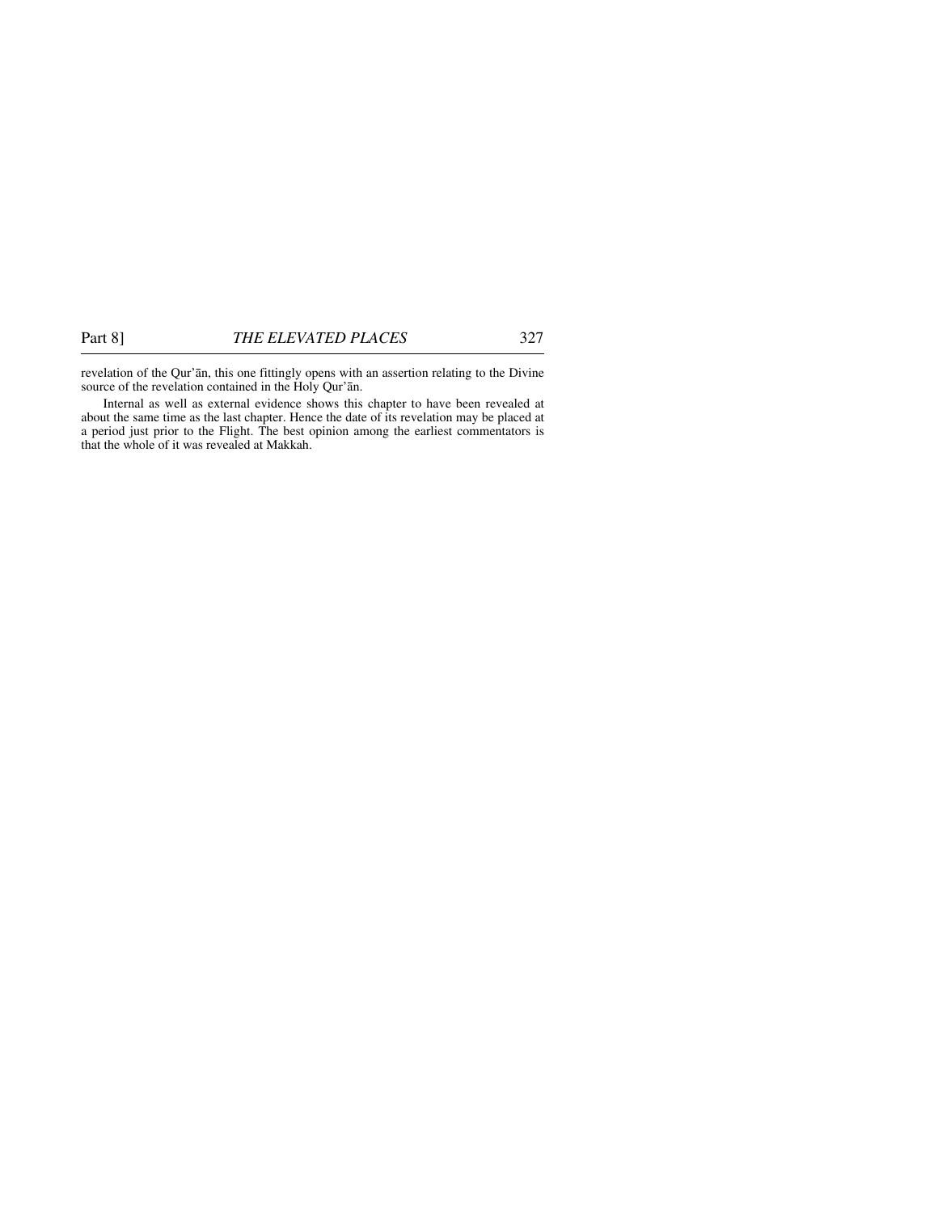revelation of the Qur'ān, this one fittingly opens with an assertion relating to the Divine source of the revelation contained in the Holy Qur'ān.

Internal as well as external evidence shows this chapter to have been revealed at about the same time as the last chapter. Hence the date of its revelation may be placed at a period just prior to the Flight. The best opinion among the earliest commentators is that the whole of it was revealed at Makkah.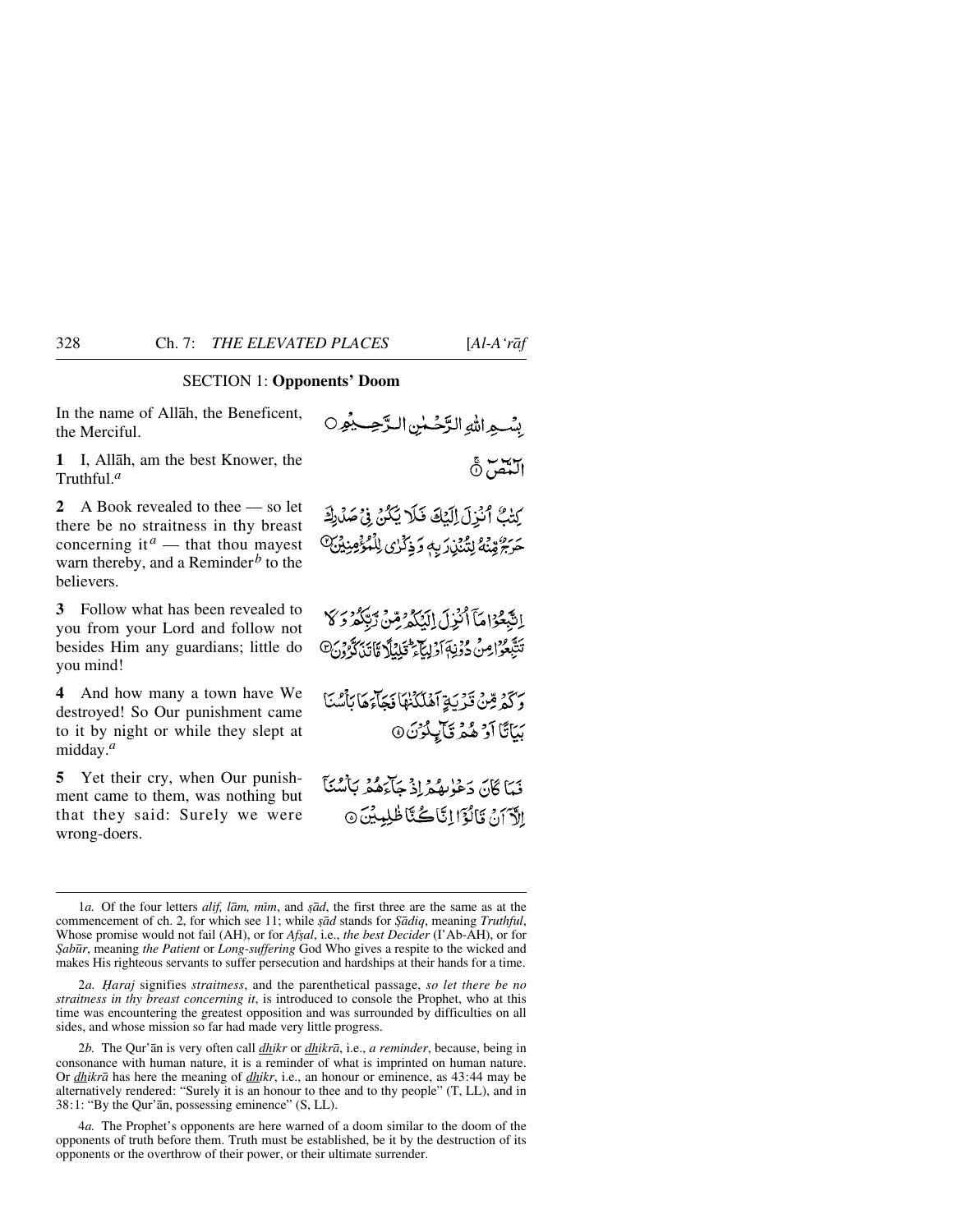## SECTION 1: **Opponents' Doom**

In the name of Allāh, the Beneficent, the Merciful.

بِسْمِ اللّٰهِ الرَّحْمٰنِ الرَّحِيْمِ ○

**1** I, Allāh, am the best Knower, the Truthful.[a]

الٓمّٓصٓ ﴿١﴾

**2** A Book revealed to thee — so let there be no straitness in thy breast concerning it[a] — that thou mayest warn thereby, and a Reminder[b] to the believers.

كِتٰبٌ اُنْزِلَ اِلَيْكَ فَلَا يَكُنْ فِيْ صَدْرِكَ حَرَجٌ مِّنْهُ لِتُنْذِرَ بِهٖ وَ ذِكْرٰى لِلْمُؤْمِنِيْنَ ﴿٢﴾

**3** Follow what has been revealed to you from your Lord and follow not besides Him any guardians; little do you mind!

اِتَّبِعُوْا مَاۤ اُنْزِلَ اِلَيْكُمْ مِّنْ رَّبِّكُمْ وَ لَا تَتَّبِعُوْا مِنْ دُوْنِهٖۤ اَوْلِيَآءَ ؕ قَلِيْلًا مَّا تَذَكَّرُوْنَ ﴿٣﴾

**4** And how many a town have We destroyed! So Our punishment came to it by night or while they slept at midday.[a]

وَ كَمْ مِّنْ قَرْيَةٍ اَهْلَكْنٰهَا فَجَآءَهَا بَاْسُنَا بَيَاتًا اَوْ هُمْ قَآئِلُوْنَ ﴿٤﴾

**5** Yet their cry, when Our punishment came to them, was nothing but that they said: Surely we were wrong-doers.

فَمَا كَانَ دَعْوٰىهُمْ اِذْ جَآءَهُمْ بَاْسُنَاۤ اِلَّاۤ اَنْ قَالُوْۤا اِنَّا كُنَّا ظٰلِمِيْنَ ﴿٥﴾

---

1*a.* Of the four letters *alif, lām, mīm*, and *ṣād*, the first three are the same as at the commencement of ch. 2, for which see 11; while *ṣād* stands for *Ṣādiq*, meaning *Truthful*, Whose promise would not fail (AH), or for *Afṣal*, i.e., *the best Decider* (I'Ab-AH), or for *Ṣabūr*, meaning *the Patient* or *Long-suffering* God Who gives a respite to the wicked and makes His righteous servants to suffer persecution and hardships at their hands for a time.

2*a.* *Ḥaraj* signifies *straitness*, and the parenthetical passage, *so let there be no straitness in thy breast concerning it*, is introduced to console the Prophet, who at this time was encountering the greatest opposition and was surrounded by difficulties on all sides, and whose mission so far had made very little progress.

2*b.* The Qur'ān is very often call *dhikr* or *dhikrā*, i.e., *a reminder*, because, being in consonance with human nature, it is a reminder of what is imprinted on human nature. Or *dhikrā* has here the meaning of *dhikr*, i.e., an honour or eminence, as 43:44 may be alternatively rendered: "Surely it is an honour to thee and to thy people" (T, LL), and in 38:1: "By the Qur'ān, possessing eminence" (S, LL).

4*a.* The Prophet's opponents are here warned of a doom similar to the doom of the opponents of truth before them. Truth must be established, be it by the destruction of its opponents or the overthrow of their power, or their ultimate surrender.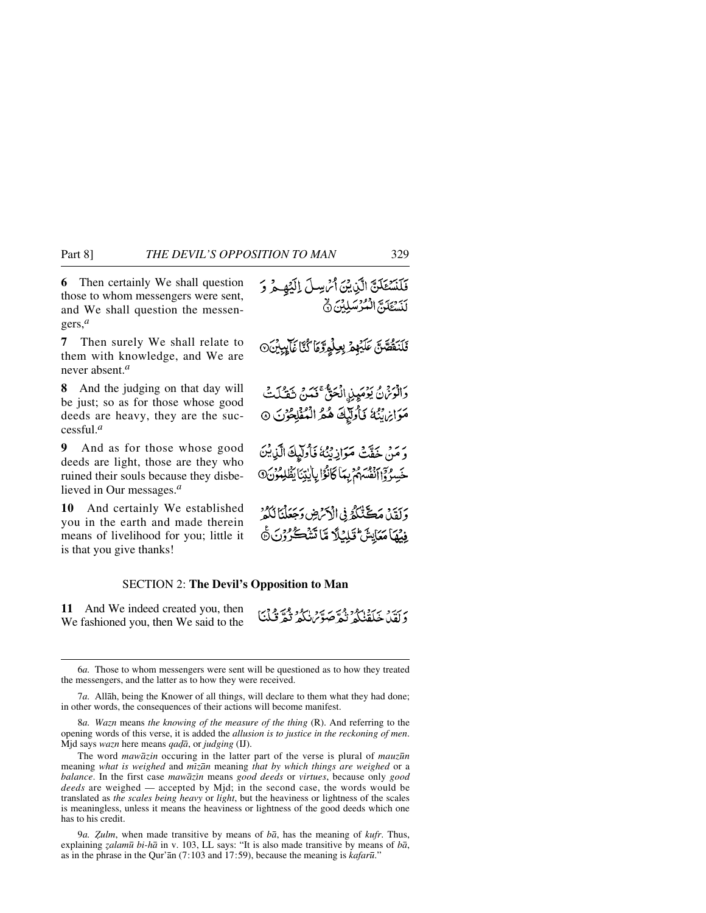**6** Then certainly We shall question those to whom messengers were sent, and We shall question the messengers,[a]

فَلَنَسْـَٔلَنَّ الَّذِيْنَ اُرْسِلَ اِلَيْهِمْ وَ لَنَسْـَٔلَنَّ الْمُرْسَلِيْنَ ۙ﴿۶﴾

**7** Then surely We shall relate to them with knowledge, and We are never absent.[a]

فَلَنَقُصَّنَّ عَلَيْهِمْ بِعِلْمٍ وَّمَا كُنَّا غَآئِبِيْنَ ﴿۷﴾

**8** And the judging on that day will be just; so as for those whose good deeds are heavy, they are the successful.[a]

وَالْوَزْنُ يَوْمَئِذِ ٍالْحَقُّ ۚ فَمَنْ ثَقُلَتْ مَوَازِيْنُهٗ فَاُولٰٓئِكَ هُمُ الْمُفْلِحُوْنَ ﴿۸﴾

**9** And as for those whose good deeds are light, those are they who ruined their souls because they disbelieved in Our messages.[a]

وَمَنْ خَفَّتْ مَوَازِيْنُهٗ فَاُولٰٓئِكَ الَّذِيْنَ خَسِرُوْٓا اَنْفُسَهُمْ بِمَا كَانُوْا بِاٰيٰتِنَا يَظْلِمُوْنَ ﴿۹﴾

**10** And certainly We established you in the earth and made therein means of livelihood for you; little it is that you give thanks!

وَلَقَدْ مَكَّنّٰكُمْ فِي الْاَرْضِ وَجَعَلْنَا لَكُمْ فِيْهَا مَعَايِشَ ۗ قَلِيْلًا مَّا تَشْكُرُوْنَ ﴿۱۰﴾

## SECTION 2: **The Devil's Opposition to Man**

**11** And We indeed created you, then We fashioned you, then We said to the

وَلَقَدْ خَلَقْنٰكُمْ ثُمَّ صَوَّرْنٰكُمْ ثُمَّ قُلْنَا

---

6*a.* Those to whom messengers were sent will be questioned as to how they treated the messengers, and the latter as to how they were received.

7*a.* Allāh, being the Knower of all things, will declare to them what they had done; in other words, the consequences of their actions will become manifest.

8*a.* *Wazn* means *the knowing of the measure of the thing* (R). And referring to the opening words of this verse, it is added the *allusion is to justice in the reckoning of men*. Mjd says *wazn* here means *qaḍā*, or *judging* (IJ).

The word *mawāzin* occuring in the latter part of the verse is plural of *mauzūn* meaning *what is weighed* and *mīzān* meaning *that by which things are weighed* or a *balance*. In the first case *mawāzin* means *good deeds* or *virtues*, because only *good deeds* are weighed — accepted by Mjd; in the second case, the words would be translated as *the scales being heavy* or *light*, but the heaviness or lightness of the scales is meaningless, unless it means the heaviness or lightness of the good deeds which one has to his credit.

9*a.* *Ẓulm*, when made transitive by means of *bā*, has the meaning of *kufr*. Thus, explaining *ẓalamū bi-hā* in v. 103, LL says: "It is also made transitive by means of *bā*, as in the phrase in the Qur'ān (7:103 and 17:59), because the meaning is *kafarū*."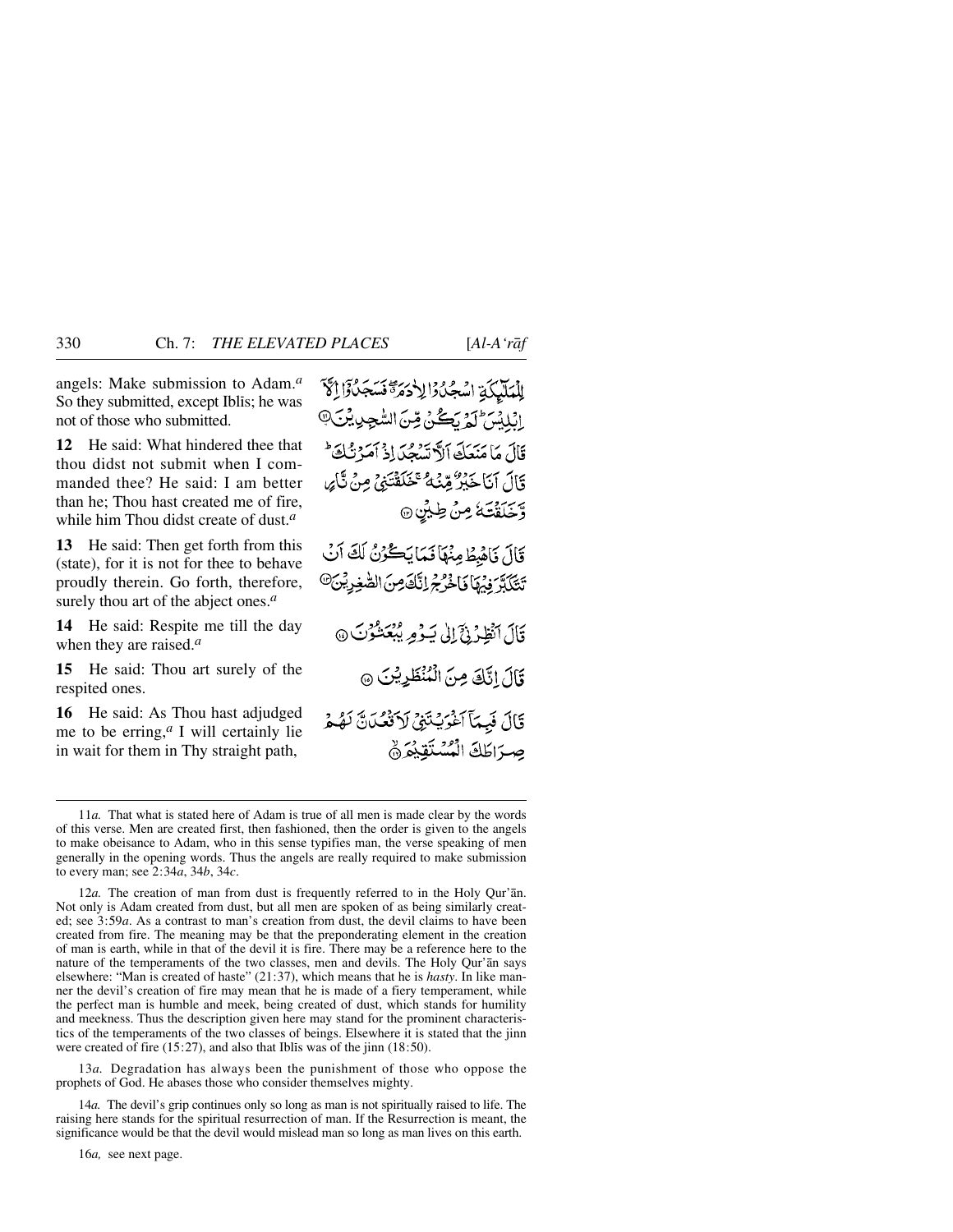angels: Make submission to Adam.[a] So they submitted, except Iblīs; he was not of those who submitted.

لِلْمَلٰٓئِكَةِ اسْجُدُوْا لِاٰدَمَ ۖ فَسَجَدُوْٓا اِلَّآ اِبْلِيْسَ ؕ لَمْ يَكُنْ مِّنَ السّٰجِدِيْنَ ۝

**12** He said: What hindered thee that thou didst not submit when I commanded thee? He said: I am better than he; Thou hast created me of fire, while him Thou didst create of dust.[a]

قَالَ مَا مَنَعَكَ اَلَّا تَسْجُدَ اِذْ اَمَرْتُكَ ؕ قَالَ اَنَا خَيْرٌ مِّنْهُ ۚ خَلَقْتَنِيْ مِنْ نَّارٍ وَّخَلَقْتَهٗ مِنْ طِيْنٍ ۝

**13** He said: Then get forth from this (state), for it is not for thee to behave proudly therein. Go forth, therefore, surely thou art of the abject ones.[a]

قَالَ فَاهْبِطْ مِنْهَا فَمَا يَكُوْنُ لَكَ اَنْ تَتَكَبَّرَ فِيْهَا فَاخْرُجْ اِنَّكَ مِنَ الصّٰغِرِيْنَ ۝

**14** He said: Respite me till the day when they are raised.[a]

قَالَ اَنْظِرْنِيْٓ اِلٰى يَوْمِ يُبْعَثُوْنَ ۝

**15** He said: Thou art surely of the respited ones.

قَالَ اِنَّكَ مِنَ الْمُنْظَرِيْنَ ۝

**16** He said: As Thou hast adjudged me to be erring,[a] I will certainly lie in wait for them in Thy straight path,

قَالَ فَبِمَآ اَغْوَيْتَنِيْ لَاَقْعُدَنَّ لَهُمْ صِرَاطَكَ الْمُسْتَقِيْمَ ۝

---

11*a.* That what is stated here of Adam is true of all men is made clear by the words of this verse. Men are created first, then fashioned, then the order is given to the angels to make obeisance to Adam, who in this sense typifies man, the verse speaking of men generally in the opening words. Thus the angels are really required to make submission to every man; see 2:34*a*, 34*b*, 34*c*.

12*a.* The creation of man from dust is frequently referred to in the Holy Qur'ān. Not only is Adam created from dust, but all men are spoken of as being similarly created; see 3:59*a*. As a contrast to man's creation from dust, the devil claims to have been created from fire. The meaning may be that the preponderating element in the creation of man is earth, while in that of the devil it is fire. There may be a reference here to the nature of the temperaments of the two classes, men and devils. The Holy Qur'ān says elsewhere: "Man is created of haste" (21:37), which means that he is *hasty*. In like manner the devil's creation of fire may mean that he is made of a fiery temperament, while the perfect man is humble and meek, being created of dust, which stands for humility and meekness. Thus the description given here may stand for the prominent characteristics of the temperaments of the two classes of beings. Elsewhere it is stated that the jinn were created of fire (15:27), and also that Iblīs was of the jinn (18:50).

13*a.* Degradation has always been the punishment of those who oppose the prophets of God. He abases those who consider themselves mighty.

14*a.* The devil's grip continues only so long as man is not spiritually raised to life. The raising here stands for the spiritual resurrection of man. If the Resurrection is meant, the significance would be that the devil would mislead man so long as man lives on this earth.

16*a,* see next page.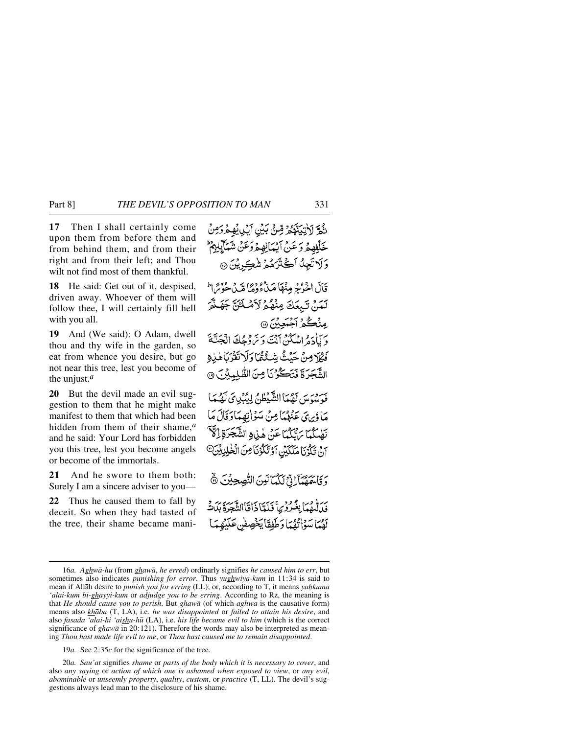**17** Then I shall certainly come upon them from before them and from behind them, and from their right and from their left; and Thou wilt not find most of them thankful.

ثُمَّ لَاٰتِيَنَّهُمْ مِّنْۢ بَيْنِ اَيْدِيْهِمْ وَمِنْ خَلْفِهِمْ وَعَنْ اَيْمَانِهِمْ وَعَنْ شَمَآئِلِهِمْ ؕ وَلَا تَجِدُ اَكْثَرَهُمْ شٰكِرِيْنَ ﴿۱۷﴾

**18** He said: Get out of it, despised, driven away. Whoever of them will follow thee, I will certainly fill hell with you all.

قَالَ اخْرُجْ مِنْهَا مَذْءُوْمًا مَّدْحُوْرًا ؕ لَمَنْ تَبِعَكَ مِنْهُمْ لَاَمْلَئَنَّ جَهَنَّمَ مِنْكُمْ اَجْمَعِيْنَ ﴿۱۸﴾

**19** And (We said): O Adam, dwell thou and thy wife in the garden, so eat from whence you desire, but go not near this tree, lest you become of the unjust.[a]

وَيٰۤاٰدَمُ اسْكُنْ اَنْتَ وَزَوْجُكَ الْجَنَّةَ فَكُلَا مِنْ حَيْثُ شِئْتُمَا وَلَا تَقْرَبَا هٰذِهِ الشَّجَرَةَ فَتَكُوْنَا مِنَ الظّٰلِمِيْنَ ﴿۱۹﴾

**20** But the devil made an evil suggestion to them that he might make manifest to them that which had been hidden from them of their shame,[a] and he said: Your Lord has forbidden you this tree, lest you become angels or become of the immortals.

فَوَسْوَسَ لَهُمَا الشَّيْطٰنُ لِيُبْدِيَ لَهُمَا مَا وٗرِيَ عَنْهُمَا مِنْ سَوْاٰتِهِمَا وَقَالَ مَا نَهٰىكُمَا رَبُّكُمَا عَنْ هٰذِهِ الشَّجَرَةِ اِلَّاۤ اَنْ تَكُوْنَا مَلَكَيْنِ اَوْ تَكُوْنَا مِنَ الْخٰلِدِيْنَ ﴿۲۰﴾

**21** And he swore to them both: Surely I am a sincere adviser to you—

وَقَاسَمَهُمَاۤ اِنِّيْ لَكُمَا لَمِنَ النّٰصِحِيْنَ ﴿۲۱﴾

**22** Thus he caused them to fall by deceit. So when they had tasted of the tree, their shame became mani-

فَدَلّٰىهُمَا بِغُرُوْرٍ ۚ فَلَمَّا ذَاقَا الشَّجَرَةَ بَدَتْ لَهُمَا سَوْاٰتُهُمَا وَطَفِقَا يَخْصِفٰنِ عَلَيْهِمَا

---

16*a.* *Aghwā-hu* (from *ghawā*, *he erred*) ordinarily signifies *he caused him to err*, but sometimes also indicates *punishing for error*. Thus *yughwiya-kum* in 11:34 is said to mean if Allāh desire to *punish you for erring* (LL); or, according to T, it means *yaḥkuma 'alai-kum bi-ghayyi-kum* or *adjudge you to be erring*. According to Rz, the meaning is that *He should cause you to perish*. But *ghawā* (of which *aghwa* is the causative form) means also *khāba* (T, LA), i.e. *he was disappointed* or *failed to attain his desire*, and also *fasada 'alai-hi 'aishu-hū* (LA), i.e. *his life became evil to him* (which is the correct significance of *ghawā* in 20:121). Therefore the words may also be interpreted as meaning *Thou hast made life evil to me*, or *Thou hast caused me to remain disappointed*.

19*a.* See 2:35*c* for the significance of the tree.

20*a.* *Sau'at* signifies *shame* or *parts of the body which it is necessary to cover*, and also *any saying* or *action of which one is ashamed when exposed to view*, or *any evil*, *abominable* or *unseemly property*, *quality*, *custom*, or *practice* (T, LL). The devil's suggestions always lead man to the disclosure of his shame.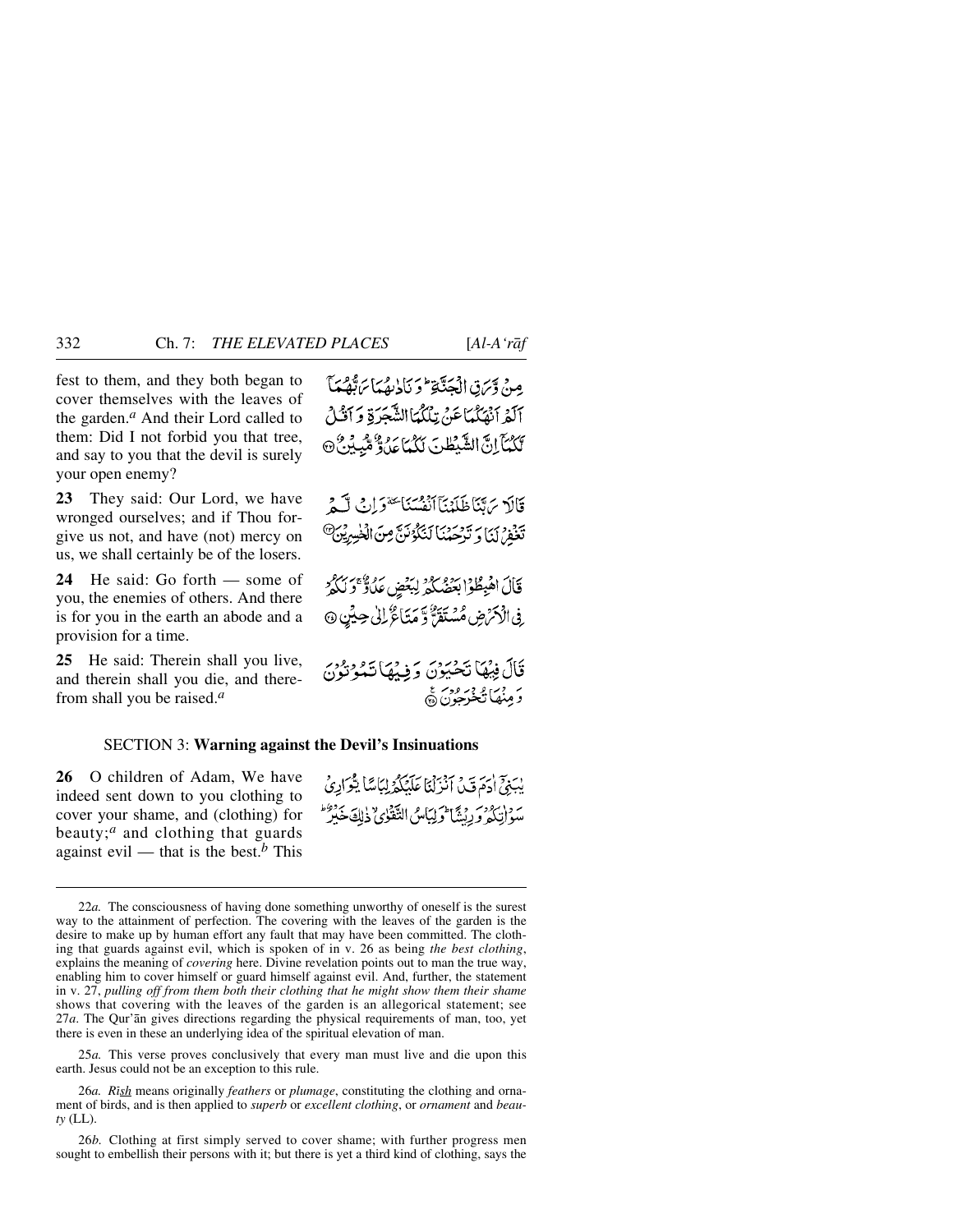fest to them, and they both began to cover themselves with the leaves of the garden.[a] And their Lord called to them: Did I not forbid you that tree, and say to you that the devil is surely your open enemy?

مِنْ وَّرَقِ الْجَنَّةِ ؕ وَ نَادٰىهُمَا رَبُّهُمَاۤ اَلَمْ اَنْهَكُمَا عَنْ تِلْكُمَا الشَّجَرَةِ وَ اَقُلْ لَّكُمَاۤ اِنَّ الشَّيْطٰنَ لَكُمَا عَدُوٌّ مُّبِيْنٌ ﴿۲۲﴾

**23** They said: Our Lord, we have wronged ourselves; and if Thou forgive us not, and have (not) mercy on us, we shall certainly be of the losers.

قَالَا رَبَّنَا ظَلَمْنَاۤ اَنْفُسَنَا ٚ وَ اِنْ لَّمْ تَغْفِرْ لَنَا وَ تَرْحَمْنَا لَنَكُوْنَنَّ مِنَ الْخٰسِرِيْنَ ﴿۲۳﴾

**24** He said: Go forth — some of you, the enemies of others. And there is for you in the earth an abode and a provision for a time.

قَالَ اهْبِطُوْا بَعْضُكُمْ لِبَعْضٍ عَدُوٌّ ۚ وَ لَكُمْ فِی الْاَرْضِ مُسْتَقَرٌّ وَّ مَتَاعٌ اِلٰی حِیْنٍ ﴿۲۴﴾

**25** He said: Therein shall you live, and therein shall you die, and therefrom shall you be raised.[a]

قَالَ فِیْهَا تَحْیَوْنَ وَ فِیْهَا تَمُوْتُوْنَ وَ مِنْهَا تُخْرَجُوْنَ ﴿۲۵﴾

## SECTION 3: **Warning against the Devil's Insinuations**

**26** O children of Adam, We have indeed sent down to you clothing to cover your shame, and (clothing) for beauty;[a] and clothing that guards against evil — that is the best.[b] This

یٰبَنِیْۤ اٰدَمَ قَدْ اَنْزَلْنَا عَلَیْكُمْ لِبَاسًا یُّوَارِیْ سَوْاٰتِكُمْ وَ رِیْشًا ؕ وَ لِبَاسُ التَّقْوٰی ۙ ذٰلِكَ خَیْرٌ ؕ

---

22*a.* The consciousness of having done something unworthy of oneself is the surest way to the attainment of perfection. The covering with the leaves of the garden is the desire to make up by human effort any fault that may have been committed. The clothing that guards against evil, which is spoken of in v. 26 as being *the best clothing*, explains the meaning of *covering* here. Divine revelation points out to man the true way, enabling him to cover himself or guard himself against evil. And, further, the statement in v. 27, *pulling off from them both their clothing that he might show them their shame* shows that covering with the leaves of the garden is an allegorical statement; see 27*a*. The Qur'ān gives directions regarding the physical requirements of man, too, yet there is even in these an underlying idea of the spiritual elevation of man.

25*a.* This verse proves conclusively that every man must live and die upon this earth. Jesus could not be an exception to this rule.

26*a.* *Rīsh* means originally *feathers* or *plumage*, constituting the clothing and ornament of birds, and is then applied to *superb* or *excellent clothing*, or *ornament* and *beauty* (LL).

26*b.* Clothing at first simply served to cover shame; with further progress men sought to embellish their persons with it; but there is yet a third kind of clothing, says the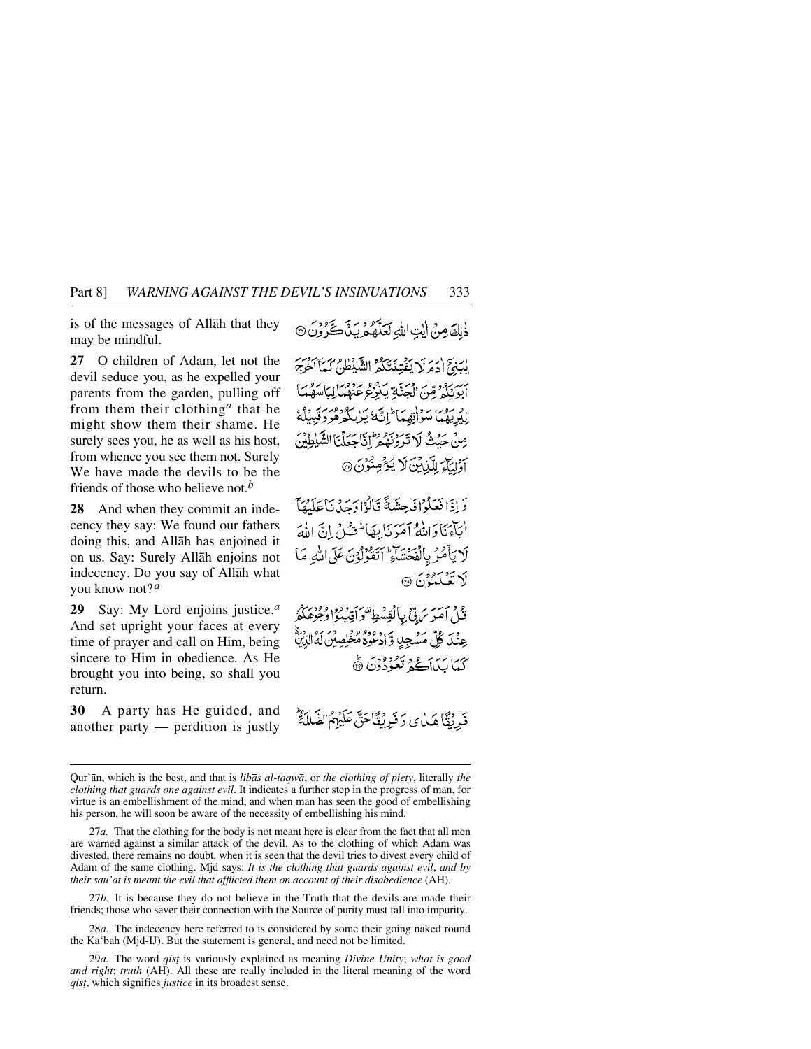is of the messages of Allāh that they may be mindful.

ذٰلِكَ مِنْ اٰيٰتِ اللّٰهِ لَعَلَّهُمْ يَذَّكَّرُوْنَ ﴿٢٦﴾

**27** O children of Adam, let not the devil seduce you, as he expelled your parents from the garden, pulling off from them their clothing[a] that he might show them their shame. He surely sees you, he as well as his host, from whence you see them not. Surely We have made the devils to be the friends of those who believe not.[b]

يٰبَنِيْٓ اٰدَمَ لَا يَفْتِنَنَّكُمُ الشَّيْطٰنُ كَمَآ اَخْرَجَ اَبَوَيْكُمْ مِّنَ الْجَنَّةِ يَنْزِعُ عَنْهُمَا لِبَاسَهُمَا لِيُرِيَهُمَا سَوْاٰتِهِمَا ؕ اِنَّهٗ يَرٰىكُمْ هُوَ وَقَبِيْلُهٗ مِنْ حَيْثُ لَا تَرَوْنَهُمْ ؕ اِنَّا جَعَلْنَا الشَّيٰطِيْنَ اَوْلِيَآءَ لِلَّذِيْنَ لَا يُؤْمِنُوْنَ ﴿٢٧﴾

**28** And when they commit an indecency they say: We found our fathers doing this, and Allāh has enjoined it on us. Say: Surely Allāh enjoins not indecency. Do you say of Allāh what you know not?[a]

وَاِذَا فَعَلُوْا فَاحِشَةً قَالُوْا وَجَدْنَا عَلَيْهَآ اٰبَآءَنَا وَاللّٰهُ اَمَرَنَا بِهَا ؕ قُلْ اِنَّ اللّٰهَ لَا يَاْمُرُ بِالْفَحْشَآءِ ؕ اَتَقُوْلُوْنَ عَلَى اللّٰهِ مَا لَا تَعْلَمُوْنَ ﴿٢٨﴾

**29** Say: My Lord enjoins justice.[a] And set upright your faces at every time of prayer and call on Him, being sincere to Him in obedience. As He brought you into being, so shall you return.

قُلْ اَمَرَ رَبِّيْ بِالْقِسْطِ ۟ وَاَقِيْمُوْا وُجُوْهَكُمْ عِنْدَ كُلِّ مَسْجِدٍ وَّادْعُوْهُ مُخْلِصِيْنَ لَهُ الدِّيْنَ ؕ كَمَا بَدَاَكُمْ تَعُوْدُوْنَ ﴿٢٩﴾

**30** A party has He guided, and another party — perdition is justly

فَرِيْقًا هَدٰى وَفَرِيْقًا حَقَّ عَلَيْهِمُ الضَّلٰلَةُ ؕ

---

Qur'ān, which is the best, and that is *libās al-taqwā*, or *the clothing of piety*, literally *the clothing that guards one against evil*. It indicates a further step in the progress of man, for virtue is an embellishment of the mind, and when man has seen the good of embellishing his person, he will soon be aware of the necessity of embellishing his mind.

27*a.* That the clothing for the body is not meant here is clear from the fact that all men are warned against a similar attack of the devil. As to the clothing of which Adam was divested, there remains no doubt, when it is seen that the devil tries to divest every child of Adam of the same clothing. Mjd says: *It is the clothing that guards against evil*, *and by their sau'at is meant the evil that afflicted them on account of their disobedience* (AH).

27*b.* It is because they do not believe in the Truth that the devils are made their friends; those who sever their connection with the Source of purity must fall into impurity.

28*a.* The indecency here referred to is considered by some their going naked round the Ka'bah (Mjd-IJ). But the statement is general, and need not be limited.

29*a.* The word *qisṭ* is variously explained as meaning *Divine Unity*; *what is good and right*; *truth* (AH). All these are really included in the literal meaning of the word *qisṭ*, which signifies *justice* in its broadest sense.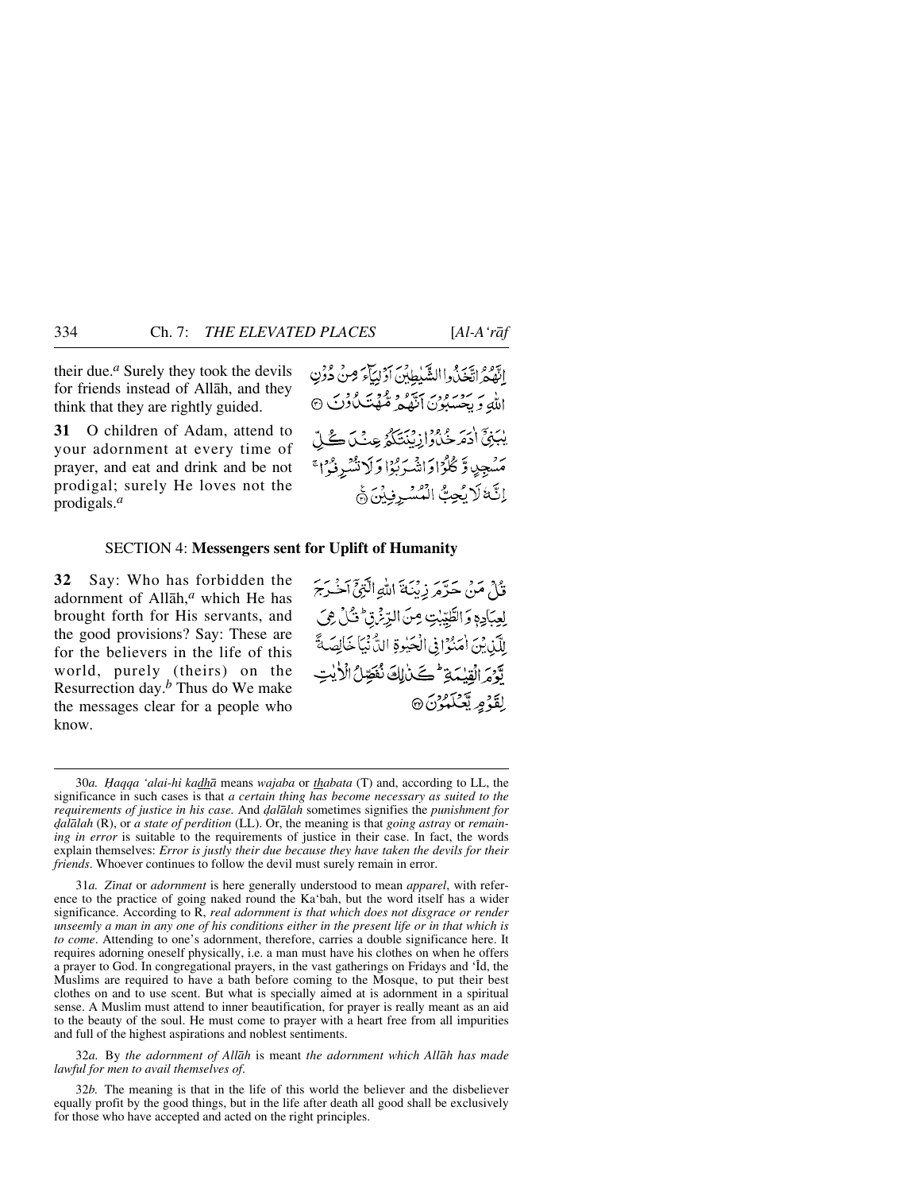their due.[a] Surely they took the devils for friends instead of Allāh, and they think that they are rightly guided.

إِنَّهُمُ اتَّخَذُوا الشَّيٰطِينَ أَوْلِيَآءَ مِنْ دُونِ اللّٰهِ وَيَحْسَبُونَ أَنَّهُم مُّهْتَدُونَ ﴿٣٠﴾

**31** O children of Adam, attend to your adornment at every time of prayer, and eat and drink and be not prodigal; surely He loves not the prodigals.[a]

يٰبَنِيٓ ءَادَمَ خُذُوا زِينَتَكُمْ عِندَ كُلِّ مَسْجِدٍ وَكُلُوا وَاشْرَبُوا وَلَا تُسْرِفُوٓا ۚ إِنَّهُ لَا يُحِبُّ الْمُسْرِفِينَ ﴿٣١﴾

## SECTION 4: **Messengers sent for Uplift of Humanity**

**32** Say: Who has forbidden the adornment of Allāh,[a] which He has brought forth for His servants, and the good provisions? Say: These are for the believers in the life of this world, purely (theirs) on the Resurrection day.[b] Thus do We make the messages clear for a people who know.

قُلْ مَنْ حَرَّمَ زِينَةَ اللّٰهِ الَّتِيٓ أَخْرَجَ لِعِبَادِهِ وَالطَّيِّبٰتِ مِنَ الرِّزْقِ ۚ قُلْ هِيَ لِلَّذِينَ ءَامَنُوا فِي الْحَيٰوةِ الدُّنْيَا خَالِصَةً يَوْمَ الْقِيٰمَةِ ۗ كَذٰلِكَ نُفَصِّلُ الْأٰيٰتِ لِقَوْمٍ يَعْلَمُونَ ﴿٣٢﴾

---

30*a.* *Ḥaqqa ‘alai-hi kadhā* means *wajaba* or *thabata* (T) and, according to LL, the significance in such cases is that *a certain thing has become necessary as suited to the requirements of justice in his case.* And *ḍalālah* sometimes signifies the *punishment for ḍalālah* (R), or *a state of perdition* (LL). Or, the meaning is that *going astray* or *remaining in error* is suitable to the requirements of justice in their case. In fact, the words explain themselves: *Error is justly their due because they have taken the devils for their friends*. Whoever continues to follow the devil must surely remain in error.

31*a.* *Zīnat* or *adornment* is here generally understood to mean *apparel*, with reference to the practice of going naked round the Ka‘bah, but the word itself has a wider significance. According to R, *real adornment is that which does not disgrace or render unseemly a man in any one of his conditions either in the present life or in that which is to come*. Attending to one’s adornment, therefore, carries a double significance here. It requires adorning oneself physically, i.e. a man must have his clothes on when he offers a prayer to God. In congregational prayers, in the vast gatherings on Fridays and ‘Īd, the Muslims are required to have a bath before coming to the Mosque, to put their best clothes on and to use scent. But what is specially aimed at is adornment in a spiritual sense. A Muslim must attend to inner beautification, for prayer is really meant as an aid to the beauty of the soul. He must come to prayer with a heart free from all impurities and full of the highest aspirations and noblest sentiments.

32*a.* By *the adornment of Allāh* is meant *the adornment which Allāh has made lawful for men to avail themselves of*.

32*b.* The meaning is that in the life of this world the believer and the disbeliever equally profit by the good things, but in the life after death all good shall be exclusively for those who have accepted and acted on the right principles.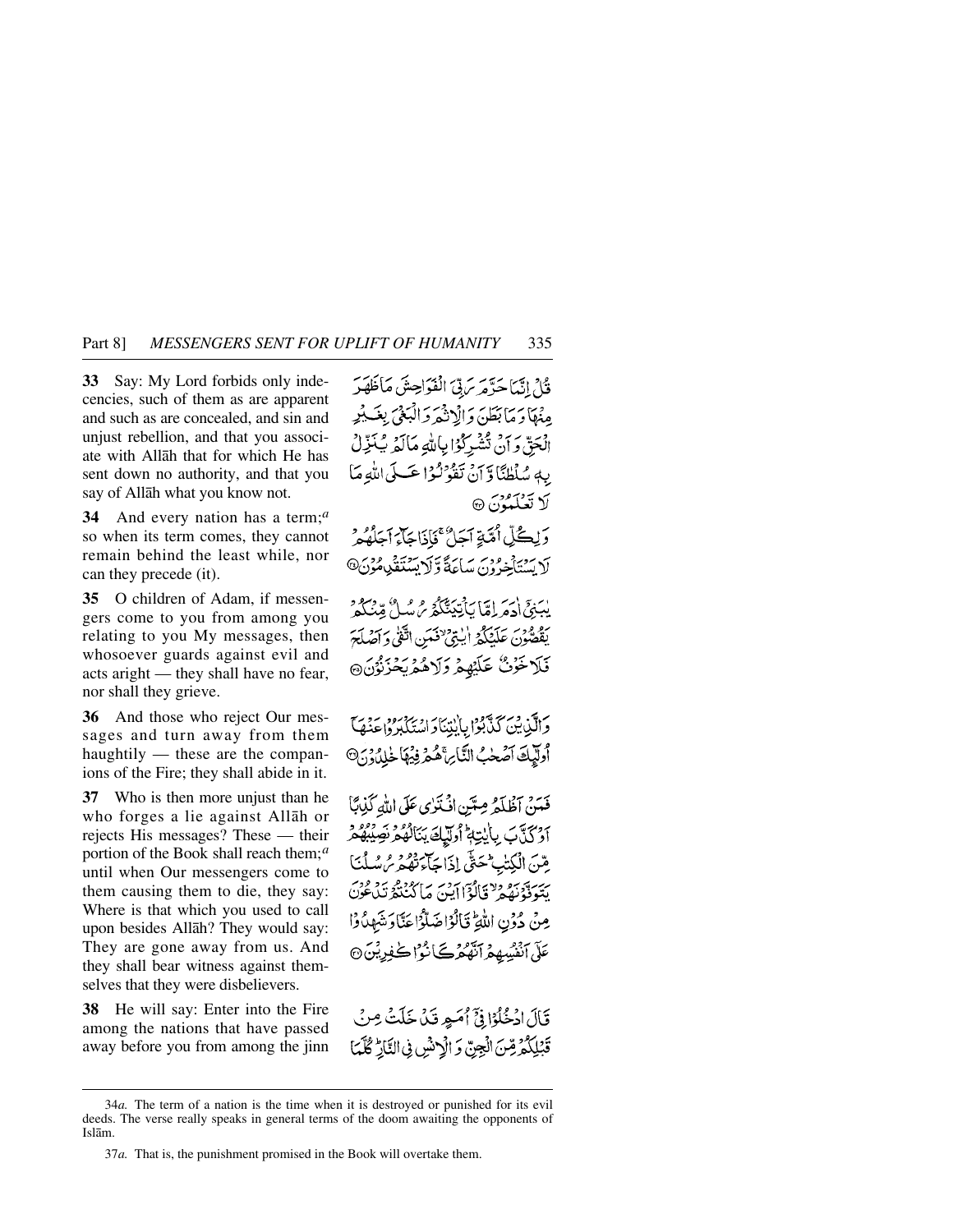**33** Say: My Lord forbids only indecencies, such of them as are apparent and such as are concealed, and sin and unjust rebellion, and that you associate with Allāh that for which He has sent down no authority, and that you say of Allāh what you know not.

قُلْ إِنَّمَا حَرَّمَ رَبِّيَ الْفَوَاحِشَ مَا ظَهَرَ مِنْهَا وَمَا بَطَنَ وَالْإِثْمَ وَالْبَغْيَ بِغَيْرِ الْحَقِّ وَأَنْ تُشْرِكُوا بِاللَّهِ مَا لَمْ يُنَزِّلْ بِهِ سُلْطَانًا وَأَنْ تَقُولُوا عَلَى اللَّهِ مَا لَا تَعْلَمُونَ ﴿٣٣﴾

**34** And every nation has a term;[a] so when its term comes, they cannot remain behind the least while, nor can they precede (it).

وَلِكُلِّ أُمَّةٍ أَجَلٌ ۖ فَإِذَا جَاءَ أَجَلُهُمْ لَا يَسْتَأْخِرُونَ سَاعَةً ۖ وَلَا يَسْتَقْدِمُونَ ﴿٣٤﴾

**35** O children of Adam, if messengers come to you from among you relating to you My messages, then whosoever guards against evil and acts aright — they shall have no fear, nor shall they grieve.

يَا بَنِي آدَمَ إِمَّا يَأْتِيَنَّكُمْ رُسُلٌ مِنْكُمْ يَقُصُّونَ عَلَيْكُمْ آيَاتِي ۙ فَمَنِ اتَّقَىٰ وَأَصْلَحَ فَلَا خَوْفٌ عَلَيْهِمْ وَلَا هُمْ يَحْزَنُونَ ﴿٣٥﴾

**36** And those who reject Our messages and turn away from them haughtily — these are the companions of the Fire; they shall abide in it.

وَالَّذِينَ كَذَّبُوا بِآيَاتِنَا وَاسْتَكْبَرُوا عَنْهَا أُولَٰئِكَ أَصْحَابُ النَّارِ ۖ هُمْ فِيهَا خَالِدُونَ ﴿٣٦﴾

**37** Who is then more unjust than he who forges a lie against Allāh or rejects His messages? These — their portion of the Book shall reach them;[a] until when Our messengers come to them causing them to die, they say: Where is that which you used to call upon besides Allāh? They would say: They are gone away from us. And they shall bear witness against themselves that they were disbelievers.

فَمَنْ أَظْلَمُ مِمَّنِ افْتَرَىٰ عَلَى اللَّهِ كَذِبًا أَوْ كَذَّبَ بِآيَاتِهِ ۚ أُولَٰئِكَ يَنَالُهُمْ نَصِيبُهُمْ مِنَ الْكِتَابِ ۖ حَتَّىٰ إِذَا جَاءَتْهُمْ رُسُلُنَا يَتَوَفَّوْنَهُمْ قَالُوا أَيْنَ مَا كُنْتُمْ تَدْعُونَ مِنْ دُونِ اللَّهِ ۖ قَالُوا ضَلُّوا عَنَّا وَشَهِدُوا عَلَىٰ أَنْفُسِهِمْ أَنَّهُمْ كَانُوا كَافِرِينَ ﴿٣٧﴾

**38** He will say: Enter into the Fire among the nations that have passed away before you from among the jinn

قَالَ ادْخُلُوا فِي أُمَمٍ قَدْ خَلَتْ مِنْ قَبْلِكُمْ مِنَ الْجِنِّ وَالْإِنْسِ فِي النَّارِ ۖ كُلَّمَا

---

34*a.* The term of a nation is the time when it is destroyed or punished for its evil deeds. The verse really speaks in general terms of the doom awaiting the opponents of Islām.

37*a.* That is, the punishment promised in the Book will overtake them.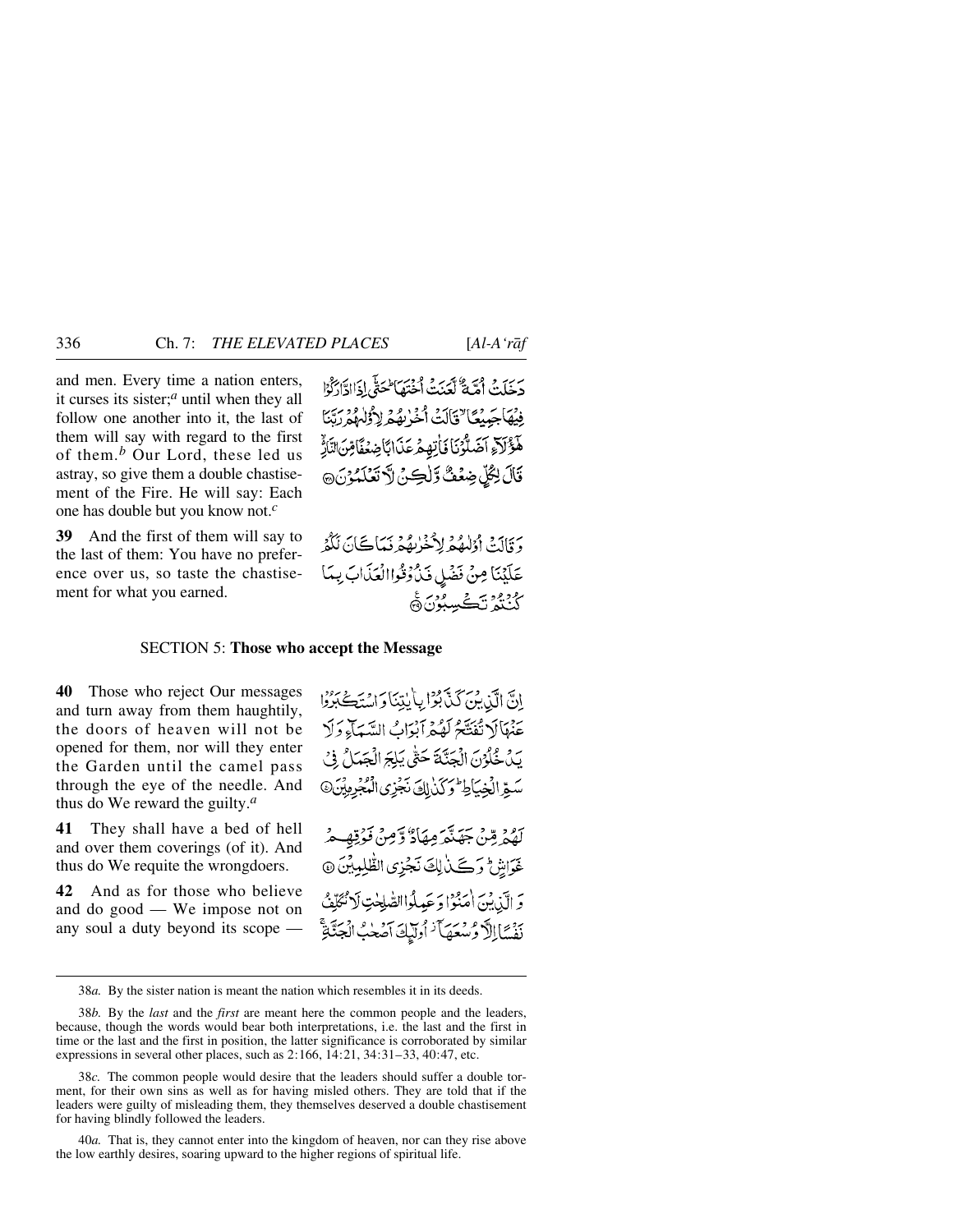and men. Every time a nation enters, it curses its sister;[a] until when they all follow one another into it, the last of them will say with regard to the first of them.[b] Our Lord, these led us astray, so give them a double chastisement of the Fire. He will say: Each one has double but you know not.[c]

دَخَلَتْ أُمَّةٌ لَّعَنَتْ أُخْتَهَا ۖ حَتَّىٰ إِذَا ادَّارَكُوا فِيهَا جَمِيعًا قَالَتْ أُخْرَاهُمْ لِأُولَاهُمْ رَبَّنَا هَٰؤُلَاءِ أَضَلُّونَا فَآتِهِمْ عَذَابًا ضِعْفًا مِّنَ النَّارِ ۖ قَالَ لِكُلٍّ ضِعْفٌ وَلَٰكِن لَّا تَعْلَمُونَ ﴿٣٨﴾

**39** And the first of them will say to the last of them: You have no preference over us, so taste the chastisement for what you earned.

وَقَالَتْ أُولَاهُمْ لِأُخْرَاهُمْ فَمَا كَانَ لَكُمْ عَلَيْنَا مِن فَضْلٍ فَذُوقُوا الْعَذَابَ بِمَا كُنتُمْ تَكْسِبُونَ ﴿٣٩﴾

## SECTION 5: **Those who accept the Message**

**40** Those who reject Our messages and turn away from them haughtily, the doors of heaven will not be opened for them, nor will they enter the Garden until the camel pass through the eye of the needle. And thus do We reward the guilty.[a]

إِنَّ الَّذِينَ كَذَّبُوا بِآيَاتِنَا وَاسْتَكْبَرُوا عَنْهَا لَا تُفَتَّحُ لَهُمْ أَبْوَابُ السَّمَاءِ وَلَا يَدْخُلُونَ الْجَنَّةَ حَتَّىٰ يَلِجَ الْجَمَلُ فِي سَمِّ الْخِيَاطِ ۚ وَكَذَٰلِكَ نَجْزِي الْمُجْرِمِينَ ﴿٤٠﴾

**41** They shall have a bed of hell and over them coverings (of it). And thus do We requite the wrongdoers.

لَهُم مِّن جَهَنَّمَ مِهَادٌ وَمِن فَوْقِهِمْ غَوَاشٍ ۚ وَكَذَٰلِكَ نَجْزِي الظَّالِمِينَ ﴿٤١﴾

**42** And as for those who believe and do good — We impose not on any soul a duty beyond its scope —

وَالَّذِينَ آمَنُوا وَعَمِلُوا الصَّالِحَاتِ لَا نُكَلِّفُ نَفْسًا إِلَّا وُسْعَهَا أُولَٰئِكَ أَصْحَابُ الْجَنَّةِ ۖ

---

38*a.* By the sister nation is meant the nation which resembles it in its deeds.

38*b.* By the *last* and the *first* are meant here the common people and the leaders, because, though the words would bear both interpretations, i.e. the last and the first in time or the last and the first in position, the latter significance is corroborated by similar expressions in several other places, such as 2:166, 14:21, 34:31–33, 40:47, etc.

38*c.* The common people would desire that the leaders should suffer a double torment, for their own sins as well as for having misled others. They are told that if the leaders were guilty of misleading them, they themselves deserved a double chastisement for having blindly followed the leaders.

40*a.* That is, they cannot enter into the kingdom of heaven, nor can they rise above the low earthly desires, soaring upward to the higher regions of spiritual life.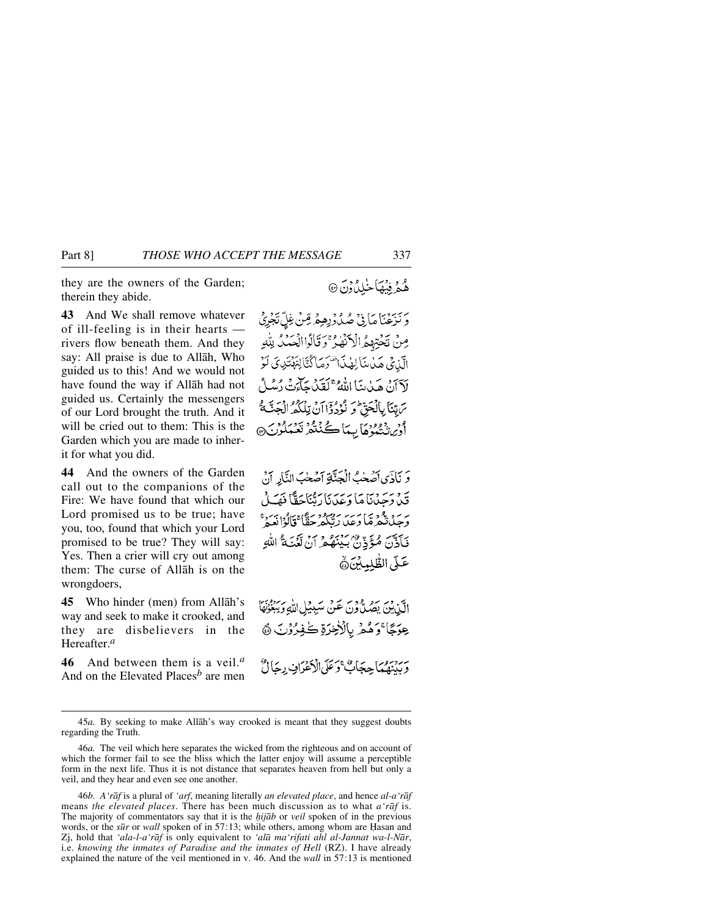they are the owners of the Garden; therein they abide.

هُمْ فِيْهَا خٰلِدُوْنَ ﴿٤٢﴾

**43** And We shall remove whatever of ill-feeling is in their hearts — rivers flow beneath them. And they say: All praise is due to Allāh, Who guided us to this! And we would not have found the way if Allāh had not guided us. Certainly the messengers of our Lord brought the truth. And it will be cried out to them: This is the Garden which you are made to inherit for what you did.

وَ نَزَعْنَا مَا فِيْ صُدُوْرِهِمْ مِّنْ غِلٍّ تَجْرِيْ مِنْ تَحْتِهِمُ الْاَنْهٰرُ ۚ وَ قَالُوا الْحَمْدُ لِلّٰهِ الَّذِيْ هَدٰىنَا لِهٰذَا ۟ وَ مَا كُنَّا لِنَهْتَدِيَ لَوْ لَاۤ اَنْ هَدٰىنَا اللّٰهُ ۚ لَقَدْ جَآءَتْ رُسُلُ رَبِّنَا بِالْحَقِّ ؕ وَ نُوْدُوْۤا اَنْ تِلْكُمُ الْجَنَّةُ اُوْرِثْتُمُوْهَا بِمَا كُنْتُمْ تَعْمَلُوْنَ ﴿٤٣﴾

**44** And the owners of the Garden call out to the companions of the Fire: We have found that which our Lord promised us to be true; have you, too, found that which your Lord promised to be true? They will say: Yes. Then a crier will cry out among them: The curse of Allāh is on the wrongdoers,

وَ نَادٰۤى اَصْحٰبُ الْجَنَّةِ اَصْحٰبَ النَّارِ اَنْ قَدْ وَجَدْنَا مَا وَعَدَنَا رَبُّنَا حَقًّا فَهَلْ وَجَدْتُّمْ مَّا وَعَدَ رَبُّكُمْ حَقًّا ؕ قَالُوْا نَعَمْ ۚ فَاَذَّنَ مُؤَذِّنٌۢ بَيْنَهُمْ اَنْ لَّعْنَةُ اللّٰهِ عَلَى الظّٰلِمِيْنَ ﴿٤٤﴾

**45** Who hinder (men) from Allāh's way and seek to make it crooked, and they are disbelievers in the Hereafter.[a]

الَّذِيْنَ يَصُدُّوْنَ عَنْ سَبِيْلِ اللّٰهِ وَ يَبْغُوْنَهَا عِوَجًا ۚ وَ هُمْ بِالْاٰخِرَةِ كٰفِرُوْنَ ﴿٤٥﴾

**46** And between them is a veil.[a] And on the Elevated Places[b] are men

وَ بَيْنَهُمَا حِجَابٌ ۚ وَ عَلَى الْاَعْرَافِ رِجَالٌ

---

45*a.* By seeking to make Allāh's way crooked is meant that they suggest doubts regarding the Truth.

46*a.* The veil which here separates the wicked from the righteous and on account of which the former fail to see the bliss which the latter enjoy will assume a perceptible form in the next life. Thus it is not distance that separates heaven from hell but only a veil, and they hear and even see one another.

46*b.* *A'rāf* is a plural of *'arf*, meaning literally *an elevated place*, and hence *al-a'rāf* means *the elevated places*. There has been much discussion as to what *a'rāf* is. The majority of commentators say that it is the *ḥijāb* or *veil* spoken of in the previous words, or the *sūr* or *wall* spoken of in 57:13; while others, among whom are Ḥasan and Zj, hold that *'ala-l-a'rāf* is only equivalent to *'alā ma'rifati ahl al-Jannat wa-l-Nār*, i.e. *knowing the inmates of Paradise and the inmates of Hell* (RZ). I have already explained the nature of the veil mentioned in v. 46. And the *wall* in 57:13 is mentioned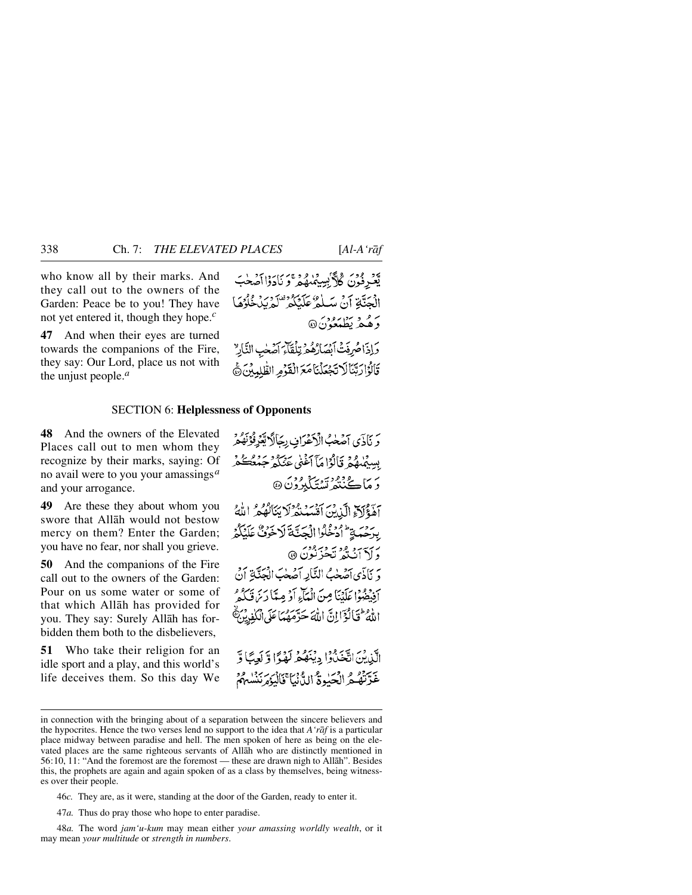who know all by their marks. And they call out to the owners of the Garden: Peace be to you! They have not yet entered it, though they hope.[c]

يَعْرِفُونَ كُلًّا بِسِيمٰهُمْ ۚ وَنَادَوْا أَصْحٰبَ الْجَنَّةِ أَنْ سَلٰمٌ عَلَيْكُمْ ۚ لَمْ يَدْخُلُوهَا وَهُمْ يَطْمَعُونَ ﴿٤٦﴾

**47** And when their eyes are turned towards the companions of the Fire, they say: Our Lord, place us not with the unjust people.[a]

وَإِذَا صُرِفَتْ أَبْصٰرُهُمْ تِلْقَاءَ أَصْحٰبِ النَّارِ ۙ قَالُوا رَبَّنَا لَا تَجْعَلْنَا مَعَ الْقَوْمِ الظّٰلِمِينَ ﴿٤٧﴾

## SECTION 6: Helplessness of Opponents

**48** And the owners of the Elevated Places call out to men whom they recognize by their marks, saying: Of no avail were to you your amassings[a] and your arrogance.

وَنَادٰى أَصْحٰبُ الْأَعْرَافِ رِجَالًا يَعْرِفُونَهُمْ بِسِيمٰهُمْ قَالُوا مَا أَغْنٰى عَنْكُمْ جَمْعُكُمْ وَمَا كُنْتُمْ تَسْتَكْبِرُونَ ﴿٤٨﴾

**49** Are these they about whom you swore that Allāh would not bestow mercy on them? Enter the Garden; you have no fear, nor shall you grieve.

أَهٰؤُلَاءِ الَّذِينَ أَقْسَمْتُمْ لَا يَنَالُهُمُ اللّٰهُ بِرَحْمَةٍ ۚ ادْخُلُوا الْجَنَّةَ لَا خَوْفٌ عَلَيْكُمْ وَلَا أَنْتُمْ تَحْزَنُونَ ﴿٤٩﴾

**50** And the companions of the Fire call out to the owners of the Garden: Pour on us some water or some of that which Allāh has provided for you. They say: Surely Allāh has forbidden them both to the disbelievers,

وَنَادٰى أَصْحٰبُ النَّارِ أَصْحٰبَ الْجَنَّةِ أَنْ أَفِيضُوا عَلَيْنَا مِنَ الْمَاءِ أَوْ مِمَّا رَزَقَكُمُ اللّٰهُ ۚ قَالُوا إِنَّ اللّٰهَ حَرَّمَهُمَا عَلَى الْكٰفِرِينَ ﴿٥٠﴾

**51** Who take their religion for an idle sport and a play, and this world's life deceives them. So this day We

الَّذِينَ اتَّخَذُوا دِينَهُمْ لَهْوًا وَلَعِبًا وَغَرَّتْهُمُ الْحَيٰوةُ الدُّنْيَا ۚ فَالْيَوْمَ نَنْسٰهُمْ

---

in connection with the bringing about of a separation between the sincere believers and the hypocrites. Hence the two verses lend no support to the idea that *A'rāf* is a particular place midway between paradise and hell. The men spoken of here as being on the elevated places are the same righteous servants of Allāh who are distinctly mentioned in 56:10, 11: "And the foremost are the foremost — these are drawn nigh to Allāh". Besides this, the prophets are again and again spoken of as a class by themselves, being witnesses over their people.

46*c.* They are, as it were, standing at the door of the Garden, ready to enter it.

47*a.* Thus do pray those who hope to enter paradise.

48*a.* The word *jam'u-kum* may mean either *your amassing worldly wealth*, or it may mean *your multitude* or *strength in numbers*.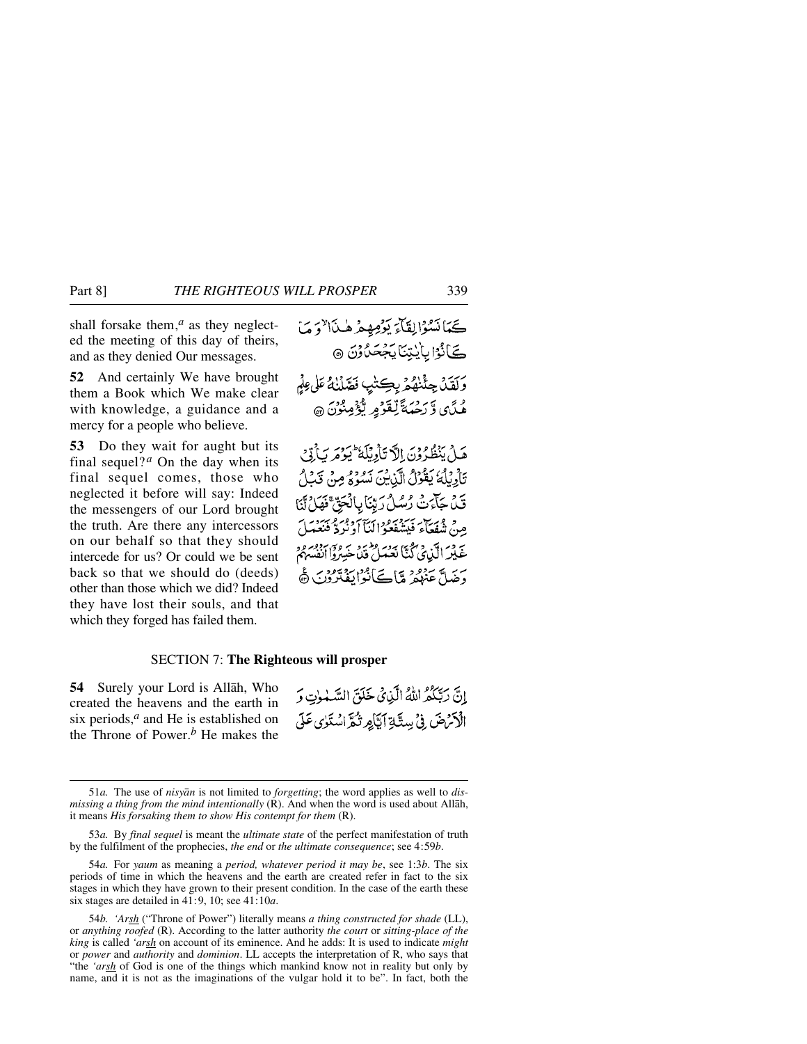shall forsake them,[a] as they neglected the meeting of this day of theirs, and as they denied Our messages.

كَمَا نَسُوْا لِقَآءَ يَوْمِهِمْ هٰذَا ۙ وَ مَا كَانُوْا بِاٰيٰتِنَا يَجْحَدُوْنَ ﴿۵۱﴾

**52** And certainly We have brought them a Book which We make clear with knowledge, a guidance and a mercy for a people who believe.

وَ لَقَدْ جِئْنٰهُمْ بِكِتٰبٍ فَصَّلْنٰهُ عَلٰى عِلْمٍ هُدًى وَّ رَحْمَةً لِّقَوْمٍ يُّؤْمِنُوْنَ ﴿۵۲﴾

**53** Do they wait for aught but its final sequel?[a] On the day when its final sequel comes, those who neglected it before will say: Indeed the messengers of our Lord brought the truth. Are there any intercessors on our behalf so that they should intercede for us? Or could we be sent back so that we should do (deeds) other than those which we did? Indeed they have lost their souls, and that which they forged has failed them.

هَلْ يَنْظُرُوْنَ اِلَّا تَاْوِيْلَهٗ ؕ يَوْمَ يَاْتِيْ تَاْوِيْلُهٗ يَقُوْلُ الَّذِيْنَ نَسُوْهُ مِنْ قَبْلُ قَدْ جَآءَتْ رُسُلُ رَبِّنَا بِالْحَقِّ ۚ فَهَلْ لَّنَا مِنْ شُفَعَآءَ فَيَشْفَعُوْا لَنَاۤ اَوْ نُرَدُّ فَنَعْمَلَ غَيْرَ الَّذِيْ كُنَّا نَعْمَلُ ؕ قَدْ خَسِرُوْۤا اَنْفُسَهُمْ وَ ضَلَّ عَنْهُمْ مَّا كَانُوْا يَفْتَرُوْنَ ﴿۵۳﴾

## SECTION 7: The Righteous will prosper

**54** Surely your Lord is Allāh, Who created the heavens and the earth in six periods,[a] and He is established on the Throne of Power.[b] He makes the

اِنَّ رَبَّكُمُ اللّٰهُ الَّذِيْ خَلَقَ السَّمٰوٰتِ وَ الْاَرْضَ فِيْ سِتَّةِ اَيَّامٍ ثُمَّ اسْتَوٰى عَلَى

---

51*a.* The use of *nisyān* is not limited to *forgetting*; the word applies as well to *dismissing a thing from the mind intentionally* (R). And when the word is used about Allāh, it means *His forsaking them to show His contempt for them* (R).

53*a.* By *final sequel* is meant the *ultimate state* of the perfect manifestation of truth by the fulfilment of the prophecies, *the end* or *the ultimate consequence*; see 4:59*b*.

54*a.* For *yaum* as meaning a *period, whatever period it may be*, see 1:3*b*. The six periods of time in which the heavens and the earth are created refer in fact to the six stages in which they have grown to their present condition. In the case of the earth these six stages are detailed in 41:9, 10; see 41:10*a*.

54*b.* *'Arsh* ("Throne of Power") literally means *a thing constructed for shade* (LL), or *anything roofed* (R). According to the latter authority *the court* or *sitting-place of the king* is called *'arsh* on account of its eminence. And he adds: It is used to indicate *might* or *power* and *authority* and *dominion*. LL accepts the interpretation of R, who says that "the *'arsh* of God is one of the things which mankind know not in reality but only by name, and it is not as the imaginations of the vulgar hold it to be". In fact, both the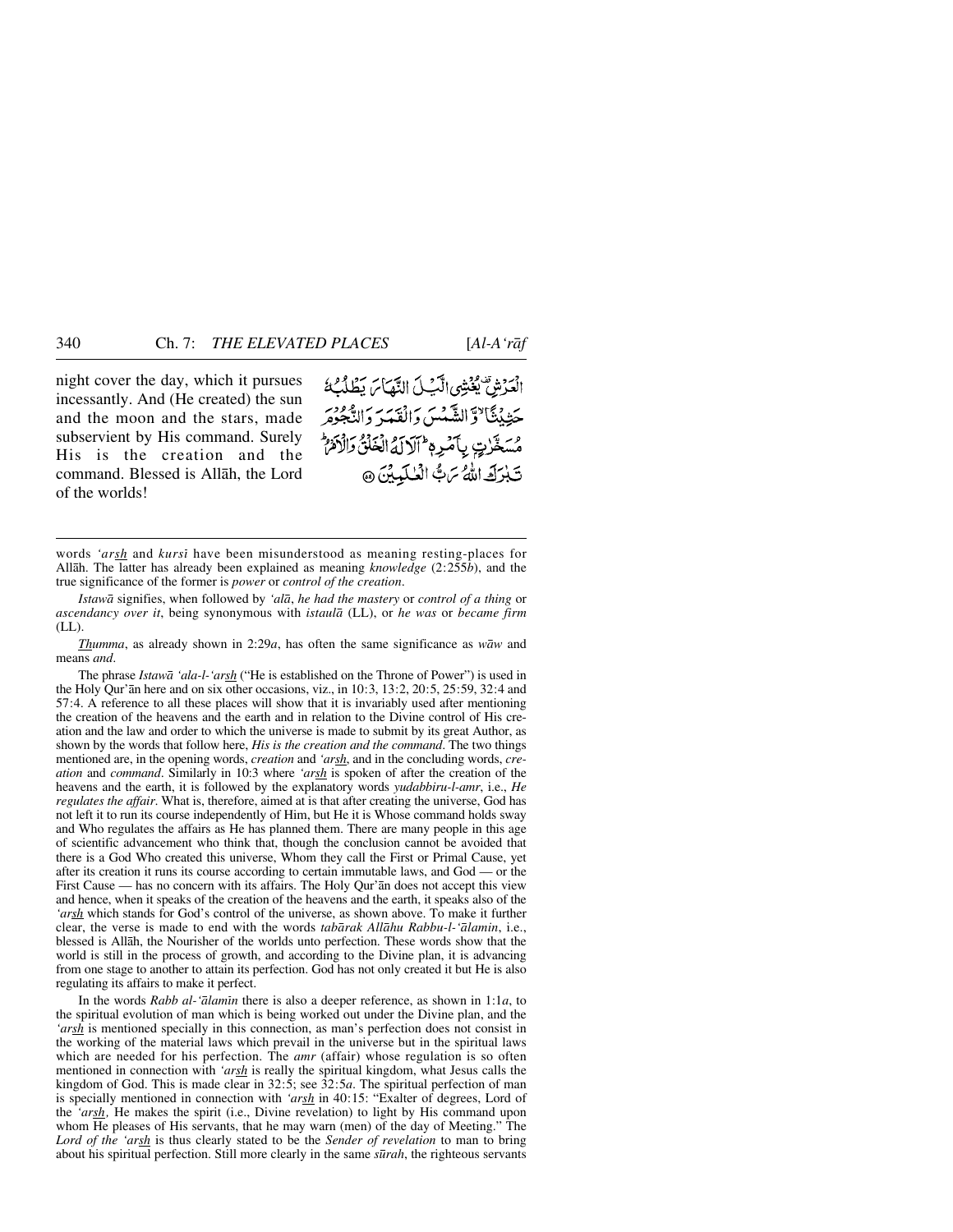night cover the day, which it pursues incessantly. And (He created) the sun and the moon and the stars, made subservient by His command. Surely His is the creation and the command. Blessed is Allāh, the Lord of the worlds!

الْعَرْشِ يُغْشِي الَّيْلَ النَّهَارَ يَطْلُبُهُ حَثِيْثًا ۙ وَّالشَّمْسَ وَالْقَمَرَ وَالنُّجُوْمَ مُسَخَّرٰتٍۭ بِاَمْرِهٖ ؕ اَلَا لَهُ الْخَلْقُ وَالْاَمْرُ ؕ تَبٰرَكَ اللّٰهُ رَبُّ الْعٰلَمِيْنَ ﴿۵۴﴾

---

words *'arsh* and *kursī* have been misunderstood as meaning resting-places for Allāh. The latter has already been explained as meaning *knowledge* (2:255*b*), and the true significance of the former is *power* or *control of the creation*.

*Istawā* signifies, when followed by *'alā*, *he had the mastery* or *control of a thing* or *ascendancy over it*, being synonymous with *istaulā* (LL), or *he was* or *became firm* (LL).

*Thumma*, as already shown in 2:29*a*, has often the same significance as *wāw* and means *and*.

The phrase *Istawā 'ala-l-'arsh* ("He is established on the Throne of Power") is used in the Holy Qur'ān here and on six other occasions, viz., in 10:3, 13:2, 20:5, 25:59, 32:4 and 57:4. A reference to all these places will show that it is invariably used after mentioning the creation of the heavens and the earth and in relation to the Divine control of His creation and the law and order to which the universe is made to submit by its great Author, as shown by the words that follow here, *His is the creation and the command*. The two things mentioned are, in the opening words, *creation* and *'arsh*, and in the concluding words, *creation* and *command*. Similarly in 10:3 where *'arsh* is spoken of after the creation of the heavens and the earth, it is followed by the explanatory words *yudabbiru-l-amr*, i.e., *He regulates the affair*. What is, therefore, aimed at is that after creating the universe, God has not left it to run its course independently of Him, but He it is Whose command holds sway and Who regulates the affairs as He has planned them. There are many people in this age of scientific advancement who think that, though the conclusion cannot be avoided that there is a God Who created this universe, Whom they call the First or Primal Cause, yet after its creation it runs its course according to certain immutable laws, and God — or the First Cause — has no concern with its affairs. The Holy Qur'ān does not accept this view and hence, when it speaks of the creation of the heavens and the earth, it speaks also of the *'arsh* which stands for God's control of the universe, as shown above. To make it further clear, the verse is made to end with the words *tabārak Allāhu Rabbu-l-'ālamin*, i.e., blessed is Allāh, the Nourisher of the worlds unto perfection. These words show that the world is still in the process of growth, and according to the Divine plan, it is advancing from one stage to another to attain its perfection. God has not only created it but He is also regulating its affairs to make it perfect.

In the words *Rabb al-'ālamīn* there is also a deeper reference, as shown in 1:1*a*, to the spiritual evolution of man which is being worked out under the Divine plan, and the *'arsh* is mentioned specially in this connection, as man's perfection does not consist in the working of the material laws which prevail in the universe but in the spiritual laws which are needed for his perfection. The *amr* (affair) whose regulation is so often mentioned in connection with *'arsh* is really the spiritual kingdom, what Jesus calls the kingdom of God. This is made clear in 32:5; see 32:5*a*. The spiritual perfection of man is specially mentioned in connection with *'arsh* in 40:15: "Exalter of degrees, Lord of the *'arsh*, He makes the spirit (i.e., Divine revelation) to light by His command upon whom He pleases of His servants, that he may warn (men) of the day of Meeting." The *Lord of the 'arsh* is thus clearly stated to be the *Sender of revelation* to man to bring about his spiritual perfection. Still more clearly in the same *sūrah*, the righteous servants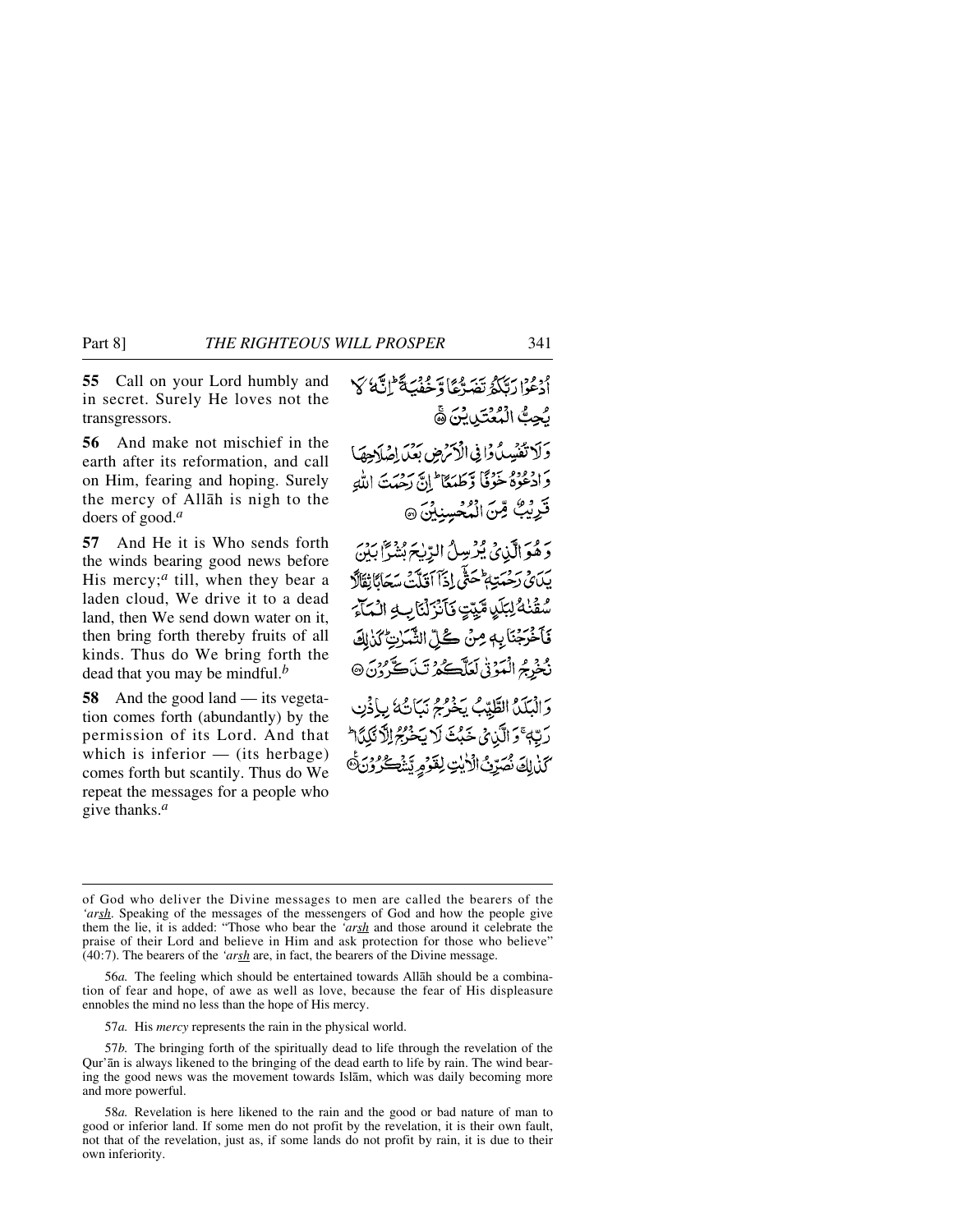**55** Call on your Lord humbly and in secret. Surely He loves not the transgressors.

ادْعُوا رَبَّكُمْ تَضَرُّعًا وَّخُفْيَةً ۚ إِنَّهُ لَا يُحِبُّ الْمُعْتَدِينَ ﴿٥٥﴾

**56** And make not mischief in the earth after its reformation, and call on Him, fearing and hoping. Surely the mercy of Allāh is nigh to the doers of good.[a]

وَلَا تُفْسِدُوا فِي الْأَرْضِ بَعْدَ إِصْلَاحِهَا وَادْعُوهُ خَوْفًا وَّطَمَعًا ۚ إِنَّ رَحْمَتَ اللَّهِ قَرِيبٌ مِّنَ الْمُحْسِنِينَ ﴿٥٦﴾

**57** And He it is Who sends forth the winds bearing good news before His mercy;[a] till, when they bear a laden cloud, We drive it to a dead land, then We send down water on it, then bring forth thereby fruits of all kinds. Thus do We bring forth the dead that you may be mindful.[b]

وَهُوَ الَّذِي يُرْسِلُ الرِّيَاحَ بُشْرًا بَيْنَ يَدَيْ رَحْمَتِهِ ۖ حَتَّىٰ إِذَا أَقَلَّتْ سَحَابًا ثِقَالًا سُقْنَاهُ لِبَلَدٍ مَّيِّتٍ فَأَنزَلْنَا بِهِ الْمَاءَ فَأَخْرَجْنَا بِهِ مِن كُلِّ الثَّمَرَاتِ ۚ كَذَٰلِكَ نُخْرِجُ الْمَوْتَىٰ لَعَلَّكُمْ تَذَكَّرُونَ ﴿٥٧﴾

**58** And the good land — its vegetation comes forth (abundantly) by the permission of its Lord. And that which is inferior — (its herbage) comes forth but scantily. Thus do We repeat the messages for a people who give thanks.[a]

وَالْبَلَدُ الطَّيِّبُ يَخْرُجُ نَبَاتُهُ بِإِذْنِ رَبِّهِ ۖ وَالَّذِي خَبُثَ لَا يَخْرُجُ إِلَّا نَكِدًا ۚ كَذَٰلِكَ نُصَرِّفُ الْآيَاتِ لِقَوْمٍ يَشْكُرُونَ ﴿٥٨﴾

---

of God who deliver the Divine messages to men are called the bearers of the *'arsh*. Speaking of the messages of the messengers of God and how the people give them the lie, it is added: "Those who bear the *'arsh* and those around it celebrate the praise of their Lord and believe in Him and ask protection for those who believe" (40:7). The bearers of the *'arsh* are, in fact, the bearers of the Divine message.

56*a.* The feeling which should be entertained towards Allāh should be a combination of fear and hope, of awe as well as love, because the fear of His displeasure ennobles the mind no less than the hope of His mercy.

57*a.* His *mercy* represents the rain in the physical world.

57*b.* The bringing forth of the spiritually dead to life through the revelation of the Qur'ān is always likened to the bringing of the dead earth to life by rain. The wind bearing the good news was the movement towards Islām, which was daily becoming more and more powerful.

58*a.* Revelation is here likened to the rain and the good or bad nature of man to good or inferior land. If some men do not profit by the revelation, it is their own fault, not that of the revelation, just as, if some lands do not profit by rain, it is due to their own inferiority.